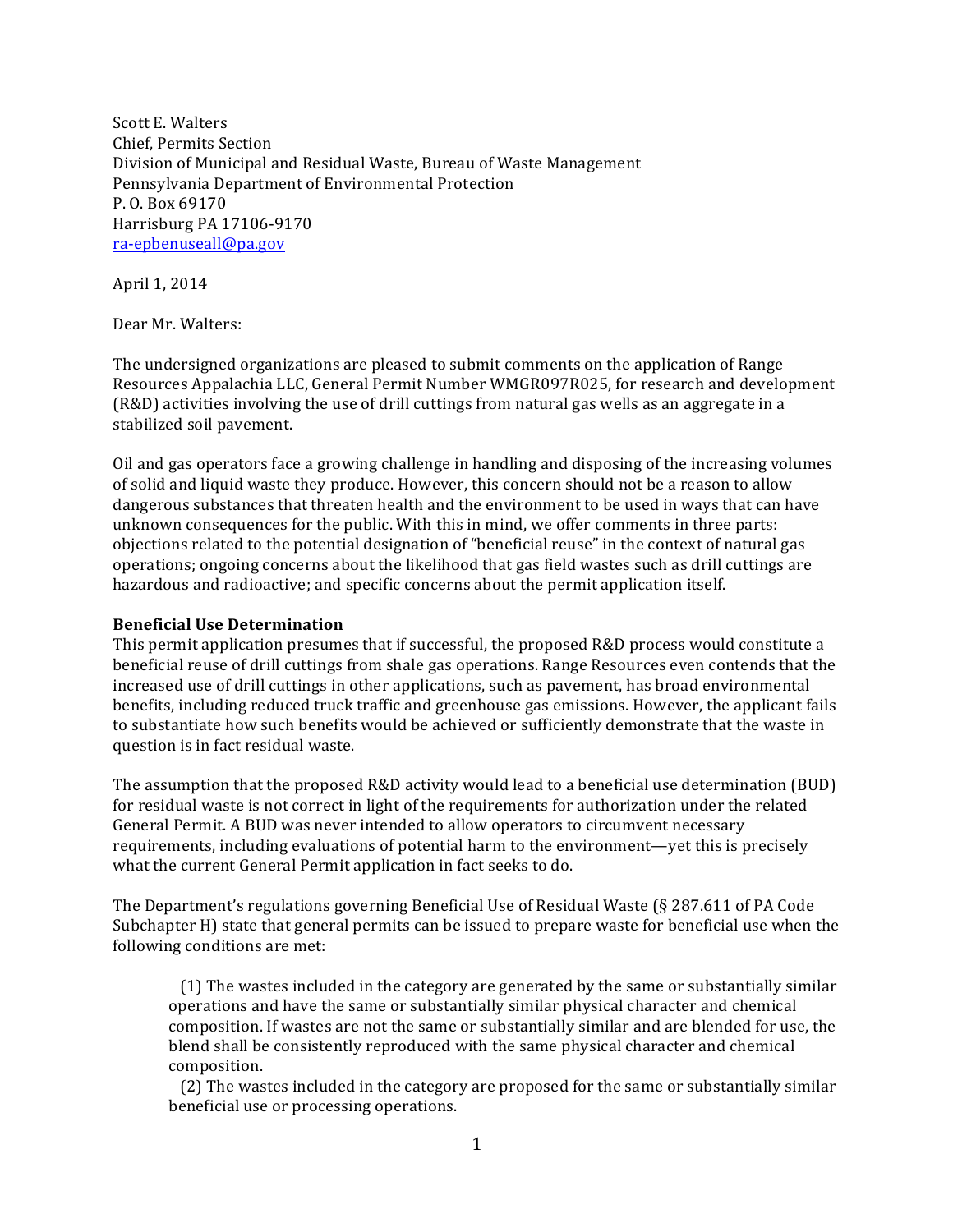Scott E. Walters  
Chief, Permits Section  
Division of Municipal and Residual Waste, Bureau of Waste Management  
Pennsylvania Department of Environmental Protection  
P. O. Box 69170  
Harrisburg PA 17106-9170  
ra-epbenuseall@pa.gov

April 1, 2014

Dear Mr. Walters:

The undersigned organizations are pleased to submit comments on the application of Range Resources Appalachia LLC, General Permit Number WMGR097R025, for research and development (R&D) activities involving the use of drill cuttings from natural gas wells as an aggregate in a stabilized soil pavement.

Oil and gas operators face a growing challenge in handling and disposing of the increasing volumes of solid and liquid waste they produce. However, this concern should not be a reason to allow dangerous substances that threaten health and the environment to be used in ways that can have unknown consequences for the public. With this in mind, we offer comments in three parts: objections related to the potential designation of "beneficial reuse" in the context of natural gas operations; ongoing concerns about the likelihood that gas field wastes such as drill cuttings are hazardous and radioactive; and specific concerns about the permit application itself.

**Beneficial Use Determination**

This permit application presumes that if successful, the proposed R&D process would constitute a beneficial reuse of drill cuttings from shale gas operations. Range Resources even contends that the increased use of drill cuttings in other applications, such as pavement, has broad environmental benefits, including reduced truck traffic and greenhouse gas emissions. However, the applicant fails to substantiate how such benefits would be achieved or sufficiently demonstrate that the waste in question is in fact residual waste.

The assumption that the proposed R&D activity would lead to a beneficial use determination (BUD) for residual waste is not correct in light of the requirements for authorization under the related General Permit. A BUD was never intended to allow operators to circumvent necessary requirements, including evaluations of potential harm to the environment—yet this is precisely what the current General Permit application in fact seeks to do.

The Department's regulations governing Beneficial Use of Residual Waste (§ 287.611 of PA Code Subchapter H) state that general permits can be issued to prepare waste for beneficial use when the following conditions are met:

> (1) The wastes included in the category are generated by the same or substantially similar operations and have the same or substantially similar physical character and chemical composition. If wastes are not the same or substantially similar and are blended for use, the blend shall be consistently reproduced with the same physical character and chemical composition.
>
> (2) The wastes included in the category are proposed for the same or substantially similar beneficial use or processing operations.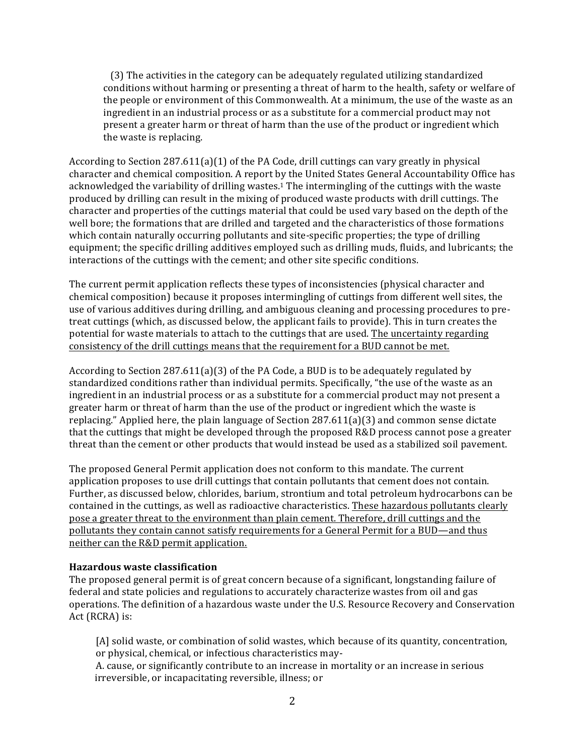> (3) The activities in the category can be adequately regulated utilizing standardized conditions without harming or presenting a threat of harm to the health, safety or welfare of the people or environment of this Commonwealth. At a minimum, the use of the waste as an ingredient in an industrial process or as a substitute for a commercial product may not present a greater harm or threat of harm than the use of the product or ingredient which the waste is replacing.

According to Section 287.611(a)(1) of the PA Code, drill cuttings can vary greatly in physical character and chemical composition. A report by the United States General Accountability Office has acknowledged the variability of drilling wastes.[1] The intermingling of the cuttings with the waste produced by drilling can result in the mixing of produced waste products with drill cuttings. The character and properties of the cuttings material that could be used vary based on the depth of the well bore; the formations that are drilled and targeted and the characteristics of those formations which contain naturally occurring pollutants and site-specific properties; the type of drilling equipment; the specific drilling additives employed such as drilling muds, fluids, and lubricants; the interactions of the cuttings with the cement; and other site specific conditions.

The current permit application reflects these types of inconsistencies (physical character and chemical composition) because it proposes intermingling of cuttings from different well sites, the use of various additives during drilling, and ambiguous cleaning and processing procedures to pre-treat cuttings (which, as discussed below, the applicant fails to provide). This in turn creates the potential for waste materials to attach to the cuttings that are used. <u>The uncertainty regarding consistency of the drill cuttings means that the requirement for a BUD cannot be met.</u>

According to Section 287.611(a)(3) of the PA Code, a BUD is to be adequately regulated by standardized conditions rather than individual permits. Specifically, "the use of the waste as an ingredient in an industrial process or as a substitute for a commercial product may not present a greater harm or threat of harm than the use of the product or ingredient which the waste is replacing." Applied here, the plain language of Section 287.611(a)(3) and common sense dictate that the cuttings that might be developed through the proposed R&D process cannot pose a greater threat than the cement or other products that would instead be used as a stabilized soil pavement.

The proposed General Permit application does not conform to this mandate. The current application proposes to use drill cuttings that contain pollutants that cement does not contain. Further, as discussed below, chlorides, barium, strontium and total petroleum hydrocarbons can be contained in the cuttings, as well as radioactive characteristics. <u>These hazardous pollutants clearly pose a greater threat to the environment than plain cement. Therefore, drill cuttings and the pollutants they contain cannot satisfy requirements for a General Permit for a BUD—and thus neither can the R&D permit application.</u>

**Hazardous waste classification**

The proposed general permit is of great concern because of a significant, longstanding failure of federal and state policies and regulations to accurately characterize wastes from oil and gas operations. The definition of a hazardous waste under the U.S. Resource Recovery and Conservation Act (RCRA) is:

> [A] solid waste, or combination of solid wastes, which because of its quantity, concentration, or physical, chemical, or infectious characteristics may-
>
> A. cause, or significantly contribute to an increase in mortality or an increase in serious irreversible, or incapacitating reversible, illness; or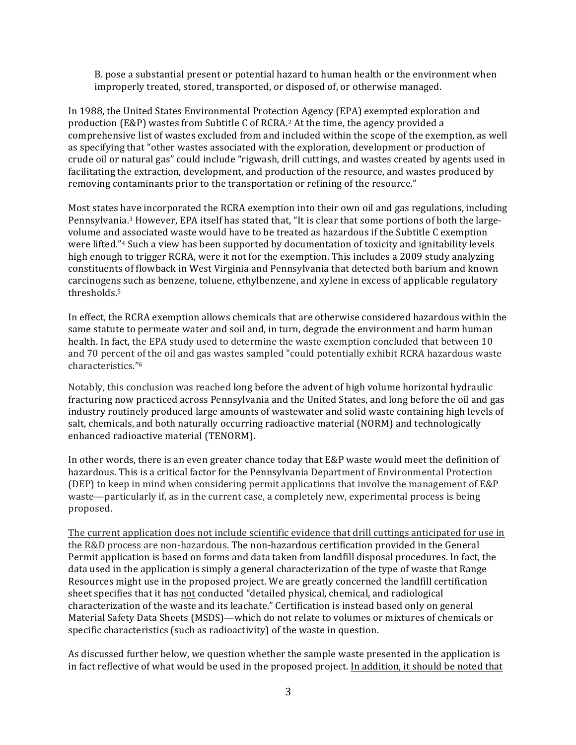B. pose a substantial present or potential hazard to human health or the environment when improperly treated, stored, transported, or disposed of, or otherwise managed.

In 1988, the United States Environmental Protection Agency (EPA) exempted exploration and production (E&P) wastes from Subtitle C of RCRA.[2] At the time, the agency provided a comprehensive list of wastes excluded from and included within the scope of the exemption, as well as specifying that "other wastes associated with the exploration, development or production of crude oil or natural gas" could include "rigwash, drill cuttings, and wastes created by agents used in facilitating the extraction, development, and production of the resource, and wastes produced by removing contaminants prior to the transportation or refining of the resource."

Most states have incorporated the RCRA exemption into their own oil and gas regulations, including Pennsylvania.[3] However, EPA itself has stated that, "It is clear that some portions of both the large-volume and associated waste would have to be treated as hazardous if the Subtitle C exemption were lifted."[4] Such a view has been supported by documentation of toxicity and ignitability levels high enough to trigger RCRA, were it not for the exemption. This includes a 2009 study analyzing constituents of flowback in West Virginia and Pennsylvania that detected both barium and known carcinogens such as benzene, toluene, ethylbenzene, and xylene in excess of applicable regulatory thresholds.[5]

In effect, the RCRA exemption allows chemicals that are otherwise considered hazardous within the same statute to permeate water and soil and, in turn, degrade the environment and harm human health. In fact, the EPA study used to determine the waste exemption concluded that between 10 and 70 percent of the oil and gas wastes sampled "could potentially exhibit RCRA hazardous waste characteristics."[6]

Notably, this conclusion was reached long before the advent of high volume horizontal hydraulic fracturing now practiced across Pennsylvania and the United States, and long before the oil and gas industry routinely produced large amounts of wastewater and solid waste containing high levels of salt, chemicals, and both naturally occurring radioactive material (NORM) and technologically enhanced radioactive material (TENORM).

In other words, there is an even greater chance today that E&P waste would meet the definition of hazardous. This is a critical factor for the Pennsylvania Department of Environmental Protection (DEP) to keep in mind when considering permit applications that involve the management of E&P waste—particularly if, as in the current case, a completely new, experimental process is being proposed.

<u>The current application does not include scientific evidence that drill cuttings anticipated for use in the R&D process are non-hazardous.</u> The non-hazardous certification provided in the General Permit application is based on forms and data taken from landfill disposal procedures. In fact, the data used in the application is simply a general characterization of the type of waste that Range Resources might use in the proposed project. We are greatly concerned the landfill certification sheet specifies that it has <u>not</u> conducted "detailed physical, chemical, and radiological characterization of the waste and its leachate." Certification is instead based only on general Material Safety Data Sheets (MSDS)—which do not relate to volumes or mixtures of chemicals or specific characteristics (such as radioactivity) of the waste in question.

As discussed further below, we question whether the sample waste presented in the application is in fact reflective of what would be used in the proposed project. <u>In addition, it should be noted that</u>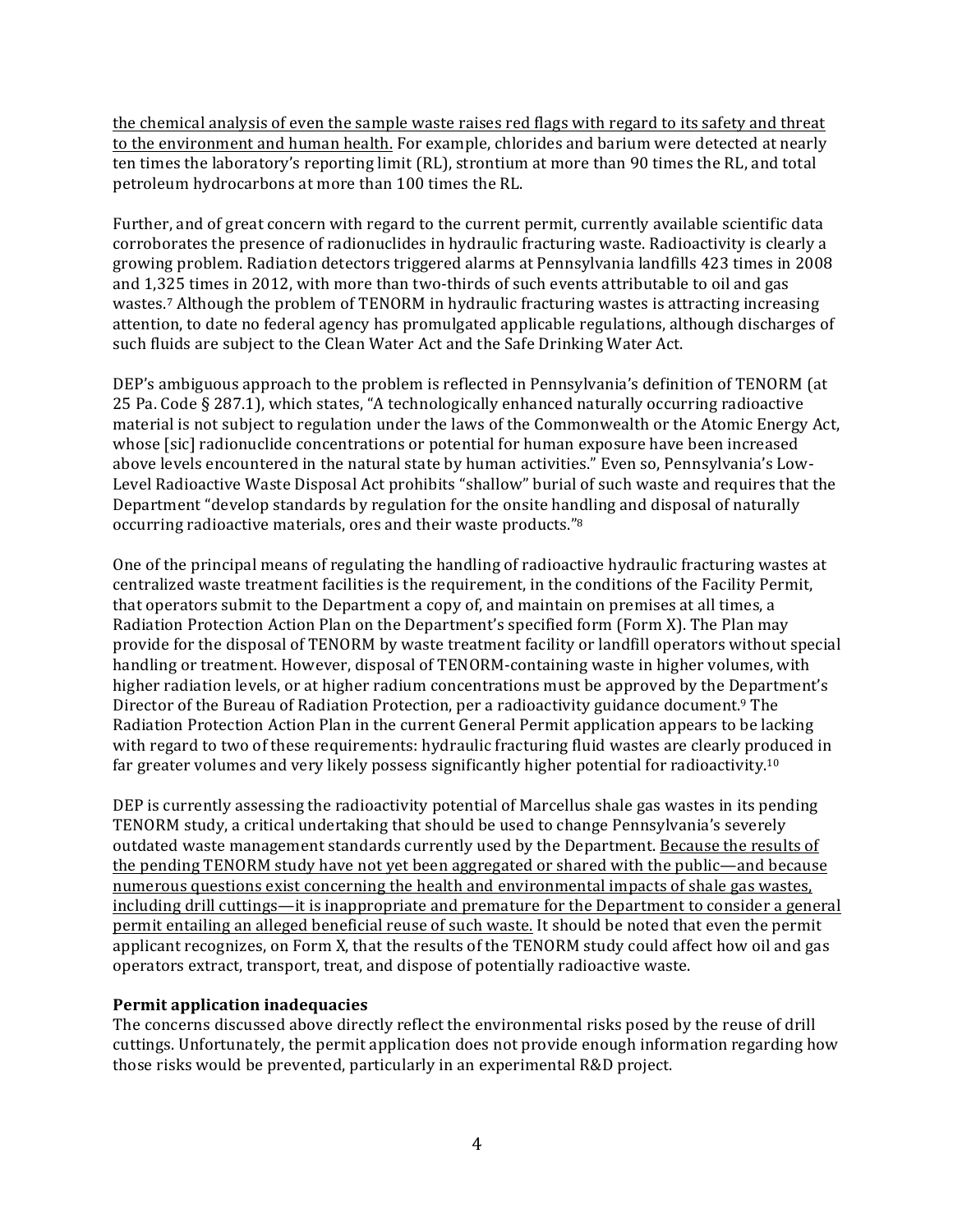the chemical analysis of even the sample waste raises red flags with regard to its safety and threat to the environment and human health. For example, chlorides and barium were detected at nearly ten times the laboratory's reporting limit (RL), strontium at more than 90 times the RL, and total petroleum hydrocarbons at more than 100 times the RL.

Further, and of great concern with regard to the current permit, currently available scientific data corroborates the presence of radionuclides in hydraulic fracturing waste. Radioactivity is clearly a growing problem. Radiation detectors triggered alarms at Pennsylvania landfills 423 times in 2008 and 1,325 times in 2012, with more than two-thirds of such events attributable to oil and gas wastes.[7] Although the problem of TENORM in hydraulic fracturing wastes is attracting increasing attention, to date no federal agency has promulgated applicable regulations, although discharges of such fluids are subject to the Clean Water Act and the Safe Drinking Water Act.

DEP's ambiguous approach to the problem is reflected in Pennsylvania's definition of TENORM (at 25 Pa. Code § 287.1), which states, "A technologically enhanced naturally occurring radioactive material is not subject to regulation under the laws of the Commonwealth or the Atomic Energy Act, whose [sic] radionuclide concentrations or potential for human exposure have been increased above levels encountered in the natural state by human activities." Even so, Pennsylvania's Low-Level Radioactive Waste Disposal Act prohibits "shallow" burial of such waste and requires that the Department "develop standards by regulation for the onsite handling and disposal of naturally occurring radioactive materials, ores and their waste products."[8]

One of the principal means of regulating the handling of radioactive hydraulic fracturing wastes at centralized waste treatment facilities is the requirement, in the conditions of the Facility Permit, that operators submit to the Department a copy of, and maintain on premises at all times, a Radiation Protection Action Plan on the Department's specified form (Form X). The Plan may provide for the disposal of TENORM by waste treatment facility or landfill operators without special handling or treatment. However, disposal of TENORM-containing waste in higher volumes, with higher radiation levels, or at higher radium concentrations must be approved by the Department's Director of the Bureau of Radiation Protection, per a radioactivity guidance document.[9] The Radiation Protection Action Plan in the current General Permit application appears to be lacking with regard to two of these requirements: hydraulic fracturing fluid wastes are clearly produced in far greater volumes and very likely possess significantly higher potential for radioactivity.[10]

DEP is currently assessing the radioactivity potential of Marcellus shale gas wastes in its pending TENORM study, a critical undertaking that should be used to change Pennsylvania's severely outdated waste management standards currently used by the Department. Because the results of the pending TENORM study have not yet been aggregated or shared with the public—and because numerous questions exist concerning the health and environmental impacts of shale gas wastes, including drill cuttings—it is inappropriate and premature for the Department to consider a general permit entailing an alleged beneficial reuse of such waste. It should be noted that even the permit applicant recognizes, on Form X, that the results of the TENORM study could affect how oil and gas operators extract, transport, treat, and dispose of potentially radioactive waste.

**Permit application inadequacies**

The concerns discussed above directly reflect the environmental risks posed by the reuse of drill cuttings. Unfortunately, the permit application does not provide enough information regarding how those risks would be prevented, particularly in an experimental R&D project.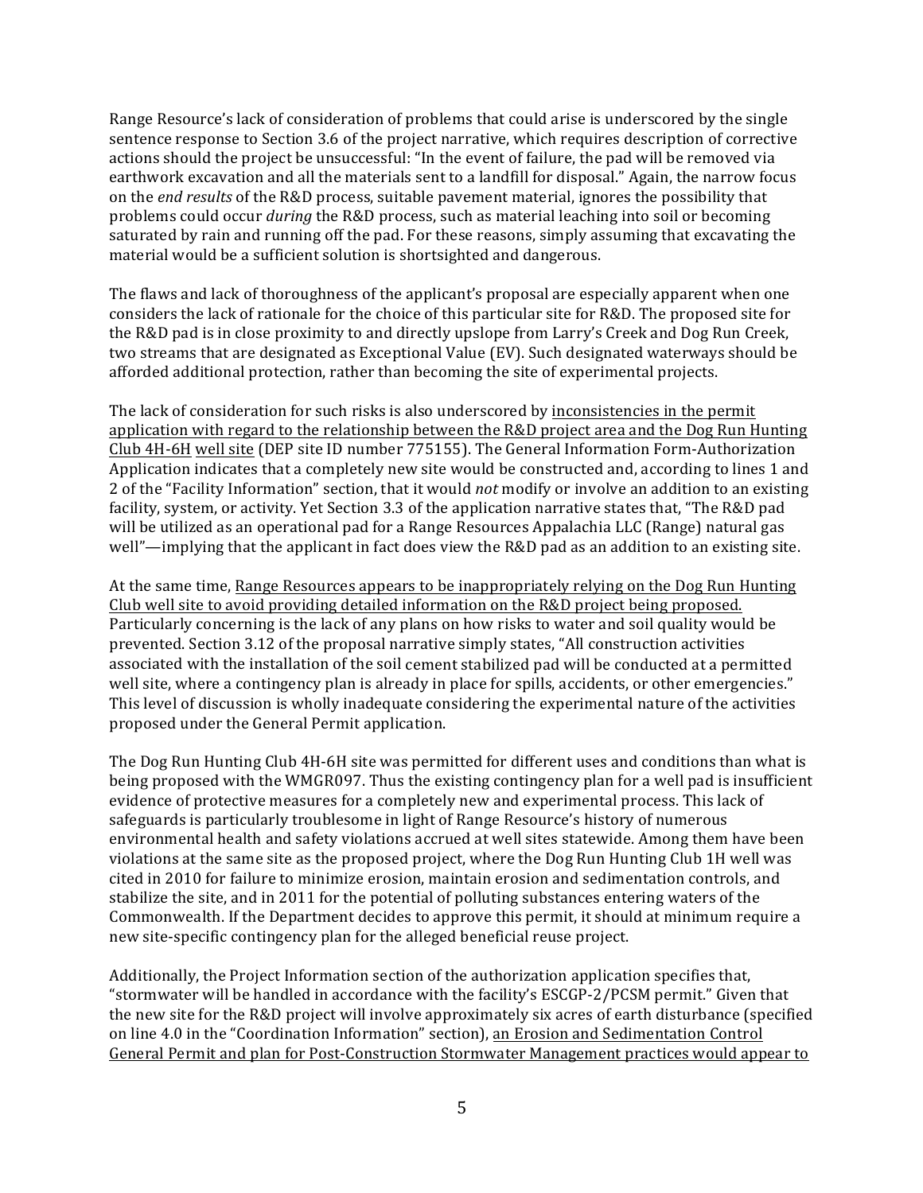Range Resource's lack of consideration of problems that could arise is underscored by the single sentence response to Section 3.6 of the project narrative, which requires description of corrective actions should the project be unsuccessful: "In the event of failure, the pad will be removed via earthwork excavation and all the materials sent to a landfill for disposal." Again, the narrow focus on the *end results* of the R&D process, suitable pavement material, ignores the possibility that problems could occur *during* the R&D process, such as material leaching into soil or becoming saturated by rain and running off the pad. For these reasons, simply assuming that excavating the material would be a sufficient solution is shortsighted and dangerous.

The flaws and lack of thoroughness of the applicant's proposal are especially apparent when one considers the lack of rationale for the choice of this particular site for R&D. The proposed site for the R&D pad is in close proximity to and directly upslope from Larry's Creek and Dog Run Creek, two streams that are designated as Exceptional Value (EV). Such designated waterways should be afforded additional protection, rather than becoming the site of experimental projects.

The lack of consideration for such risks is also underscored by <u>inconsistencies in the permit application with regard to the relationship between the R&D project area and the Dog Run Hunting Club 4H-6H</u> <u>well site</u> (DEP site ID number 775155). The General Information Form-Authorization Application indicates that a completely new site would be constructed and, according to lines 1 and 2 of the "Facility Information" section, that it would *not* modify or involve an addition to an existing facility, system, or activity. Yet Section 3.3 of the application narrative states that, "The R&D pad will be utilized as an operational pad for a Range Resources Appalachia LLC (Range) natural gas well"—implying that the applicant in fact does view the R&D pad as an addition to an existing site.

At the same time, <u>Range Resources appears to be inappropriately relying on the Dog Run Hunting Club well site to avoid providing detailed information on the R&D project being proposed.</u> Particularly concerning is the lack of any plans on how risks to water and soil quality would be prevented. Section 3.12 of the proposal narrative simply states, "All construction activities associated with the installation of the soil cement stabilized pad will be conducted at a permitted well site, where a contingency plan is already in place for spills, accidents, or other emergencies." This level of discussion is wholly inadequate considering the experimental nature of the activities proposed under the General Permit application.

The Dog Run Hunting Club 4H-6H site was permitted for different uses and conditions than what is being proposed with the WMGR097. Thus the existing contingency plan for a well pad is insufficient evidence of protective measures for a completely new and experimental process. This lack of safeguards is particularly troublesome in light of Range Resource's history of numerous environmental health and safety violations accrued at well sites statewide. Among them have been violations at the same site as the proposed project, where the Dog Run Hunting Club 1H well was cited in 2010 for failure to minimize erosion, maintain erosion and sedimentation controls, and stabilize the site, and in 2011 for the potential of polluting substances entering waters of the Commonwealth. If the Department decides to approve this permit, it should at minimum require a new site-specific contingency plan for the alleged beneficial reuse project.

Additionally, the Project Information section of the authorization application specifies that, "stormwater will be handled in accordance with the facility's ESCGP-2/PCSM permit." Given that the new site for the R&D project will involve approximately six acres of earth disturbance (specified on line 4.0 in the "Coordination Information" section), <u>an Erosion and Sedimentation Control General Permit and plan for Post-Construction Stormwater Management practices would appear to</u>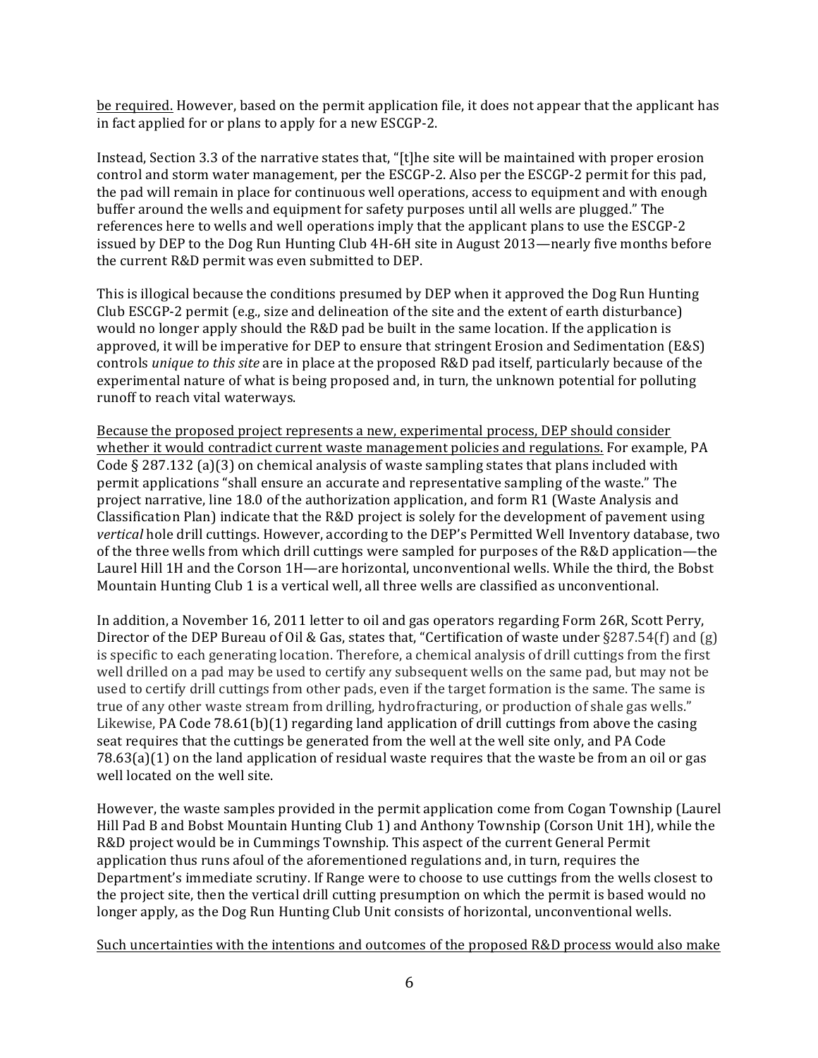<u>be required.</u> However, based on the permit application file, it does not appear that the applicant has in fact applied for or plans to apply for a new ESCGP-2.

Instead, Section 3.3 of the narrative states that, "[t]he site will be maintained with proper erosion control and storm water management, per the ESCGP-2. Also per the ESCGP-2 permit for this pad, the pad will remain in place for continuous well operations, access to equipment and with enough buffer around the wells and equipment for safety purposes until all wells are plugged." The references here to wells and well operations imply that the applicant plans to use the ESCGP-2 issued by DEP to the Dog Run Hunting Club 4H-6H site in August 2013—nearly five months before the current R&D permit was even submitted to DEP.

This is illogical because the conditions presumed by DEP when it approved the Dog Run Hunting Club ESCGP-2 permit (e.g., size and delineation of the site and the extent of earth disturbance) would no longer apply should the R&D pad be built in the same location. If the application is approved, it will be imperative for DEP to ensure that stringent Erosion and Sedimentation (E&S) controls *unique to this site* are in place at the proposed R&D pad itself, particularly because of the experimental nature of what is being proposed and, in turn, the unknown potential for polluting runoff to reach vital waterways.

<u>Because the proposed project represents a new, experimental process, DEP should consider whether it would contradict current waste management policies and regulations.</u> For example, PA Code § 287.132 (a)(3) on chemical analysis of waste sampling states that plans included with permit applications "shall ensure an accurate and representative sampling of the waste." The project narrative, line 18.0 of the authorization application, and form R1 (Waste Analysis and Classification Plan) indicate that the R&D project is solely for the development of pavement using *vertical* hole drill cuttings. However, according to the DEP's Permitted Well Inventory database, two of the three wells from which drill cuttings were sampled for purposes of the R&D application—the Laurel Hill 1H and the Corson 1H—are horizontal, unconventional wells. While the third, the Bobst Mountain Hunting Club 1 is a vertical well, all three wells are classified as unconventional.

In addition, a November 16, 2011 letter to oil and gas operators regarding Form 26R, Scott Perry, Director of the DEP Bureau of Oil & Gas, states that, "Certification of waste under §287.54(f) and (g) is specific to each generating location. Therefore, a chemical analysis of drill cuttings from the first well drilled on a pad may be used to certify any subsequent wells on the same pad, but may not be used to certify drill cuttings from other pads, even if the target formation is the same. The same is true of any other waste stream from drilling, hydrofracturing, or production of shale gas wells." Likewise, PA Code 78.61(b)(1) regarding land application of drill cuttings from above the casing seat requires that the cuttings be generated from the well at the well site only, and PA Code 78.63(a)(1) on the land application of residual waste requires that the waste be from an oil or gas well located on the well site.

However, the waste samples provided in the permit application come from Cogan Township (Laurel Hill Pad B and Bobst Mountain Hunting Club 1) and Anthony Township (Corson Unit 1H), while the R&D project would be in Cummings Township. This aspect of the current General Permit application thus runs afoul of the aforementioned regulations and, in turn, requires the Department's immediate scrutiny. If Range were to choose to use cuttings from the wells closest to the project site, then the vertical drill cutting presumption on which the permit is based would no longer apply, as the Dog Run Hunting Club Unit consists of horizontal, unconventional wells.

<u>Such uncertainties with the intentions and outcomes of the proposed R&D process would also make</u>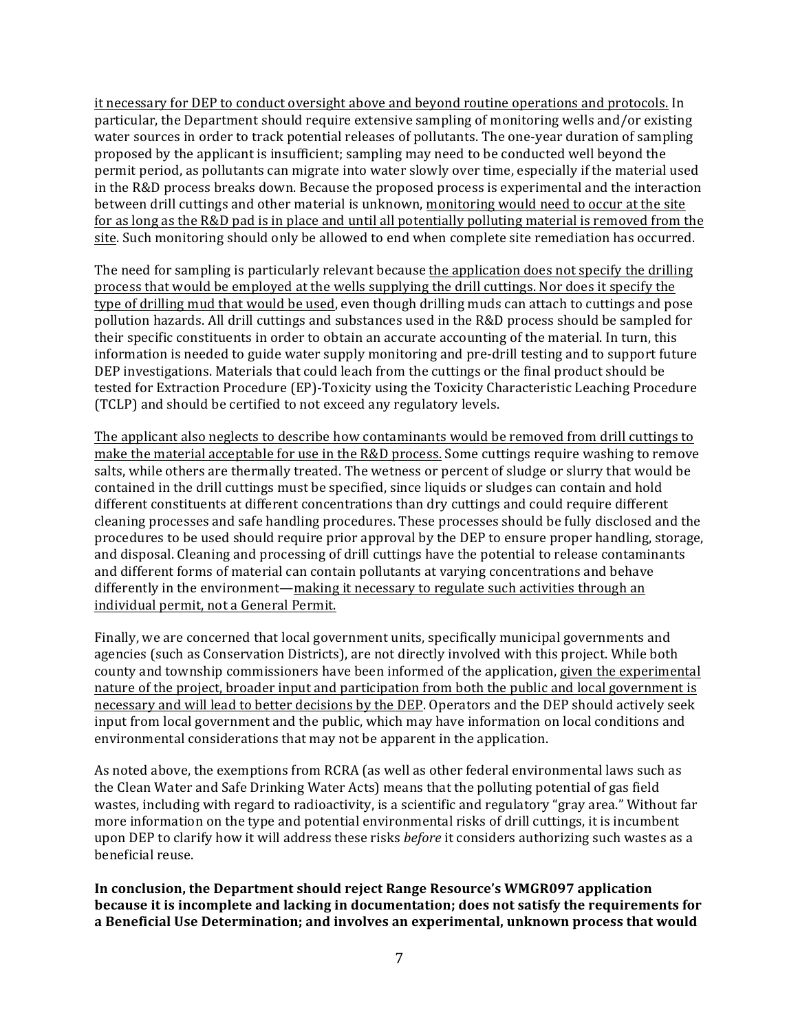it necessary for DEP to conduct oversight above and beyond routine operations and protocols. In particular, the Department should require extensive sampling of monitoring wells and/or existing water sources in order to track potential releases of pollutants. The one-year duration of sampling proposed by the applicant is insufficient; sampling may need to be conducted well beyond the permit period, as pollutants can migrate into water slowly over time, especially if the material used in the R&D process breaks down. Because the proposed process is experimental and the interaction between drill cuttings and other material is unknown, monitoring would need to occur at the site for as long as the R&D pad is in place and until all potentially polluting material is removed from the site. Such monitoring should only be allowed to end when complete site remediation has occurred.

The need for sampling is particularly relevant because the application does not specify the drilling process that would be employed at the wells supplying the drill cuttings. Nor does it specify the type of drilling mud that would be used, even though drilling muds can attach to cuttings and pose pollution hazards. All drill cuttings and substances used in the R&D process should be sampled for their specific constituents in order to obtain an accurate accounting of the material. In turn, this information is needed to guide water supply monitoring and pre-drill testing and to support future DEP investigations. Materials that could leach from the cuttings or the final product should be tested for Extraction Procedure (EP)-Toxicity using the Toxicity Characteristic Leaching Procedure (TCLP) and should be certified to not exceed any regulatory levels.

The applicant also neglects to describe how contaminants would be removed from drill cuttings to make the material acceptable for use in the R&D process. Some cuttings require washing to remove salts, while others are thermally treated. The wetness or percent of sludge or slurry that would be contained in the drill cuttings must be specified, since liquids or sludges can contain and hold different constituents at different concentrations than dry cuttings and could require different cleaning processes and safe handling procedures. These processes should be fully disclosed and the procedures to be used should require prior approval by the DEP to ensure proper handling, storage, and disposal. Cleaning and processing of drill cuttings have the potential to release contaminants and different forms of material can contain pollutants at varying concentrations and behave differently in the environment—making it necessary to regulate such activities through an individual permit, not a General Permit.

Finally, we are concerned that local government units, specifically municipal governments and agencies (such as Conservation Districts), are not directly involved with this project. While both county and township commissioners have been informed of the application, given the experimental nature of the project, broader input and participation from both the public and local government is necessary and will lead to better decisions by the DEP. Operators and the DEP should actively seek input from local government and the public, which may have information on local conditions and environmental considerations that may not be apparent in the application.

As noted above, the exemptions from RCRA (as well as other federal environmental laws such as the Clean Water and Safe Drinking Water Acts) means that the polluting potential of gas field wastes, including with regard to radioactivity, is a scientific and regulatory "gray area." Without far more information on the type and potential environmental risks of drill cuttings, it is incumbent upon DEP to clarify how it will address these risks *before* it considers authorizing such wastes as a beneficial reuse.

**In conclusion, the Department should reject Range Resource's WMGR097 application because it is incomplete and lacking in documentation; does not satisfy the requirements for a Beneficial Use Determination; and involves an experimental, unknown process that would**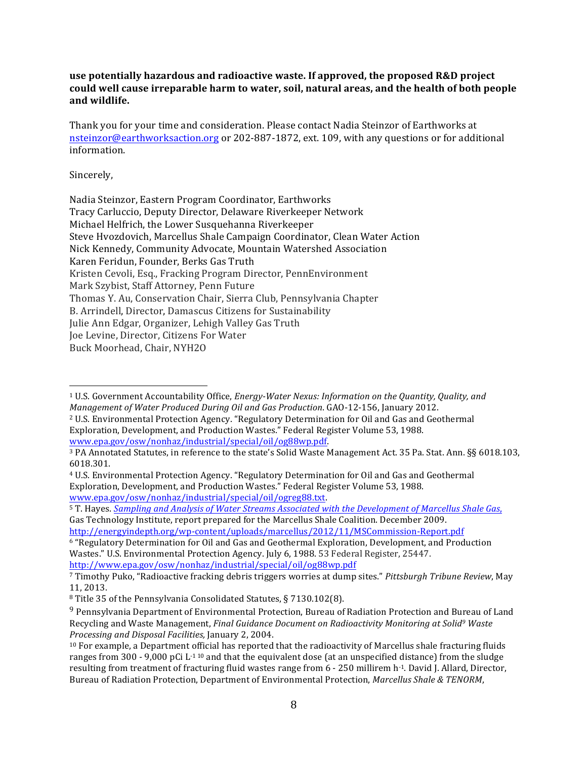**use potentially hazardous and radioactive waste. If approved, the proposed R&D project could well cause irreparable harm to water, soil, natural areas, and the health of both people and wildlife.**

Thank you for your time and consideration. Please contact Nadia Steinzor of Earthworks at nsteinzor@earthworksaction.org or 202-887-1872, ext. 109, with any questions or for additional information.

Sincerely,

Nadia Steinzor, Eastern Program Coordinator, Earthworks
Tracy Carluccio, Deputy Director, Delaware Riverkeeper Network
Michael Helfrich, the Lower Susquehanna Riverkeeper
Steve Hvozdovich, Marcellus Shale Campaign Coordinator, Clean Water Action
Nick Kennedy, Community Advocate, Mountain Watershed Association
Karen Feridun, Founder, Berks Gas Truth
Kristen Cevoli, Esq., Fracking Program Director, PennEnvironment
Mark Szybist, Staff Attorney, Penn Future
Thomas Y. Au, Conservation Chair, Sierra Club, Pennsylvania Chapter
B. Arrindell, Director, Damascus Citizens for Sustainability
Julie Ann Edgar, Organizer, Lehigh Valley Gas Truth
Joe Levine, Director, Citizens For Water
Buck Moorhead, Chair, NYH2O

---

[1] U.S. Government Accountability Office, *Energy-Water Nexus: Information on the Quantity, Quality, and Management of Water Produced During Oil and Gas Production*. GAO-12-156, January 2012.

[2] U.S. Environmental Protection Agency. "Regulatory Determination for Oil and Gas and Geothermal Exploration, Development, and Production Wastes." Federal Register Volume 53, 1988. www.epa.gov/osw/nonhaz/industrial/special/oil/og88wp.pdf.

[3] PA Annotated Statutes, in reference to the state's Solid Waste Management Act. 35 Pa. Stat. Ann. §§ 6018.103, 6018.301.

[4] U.S. Environmental Protection Agency. "Regulatory Determination for Oil and Gas and Geothermal Exploration, Development, and Production Wastes." Federal Register Volume 53, 1988. www.epa.gov/osw/nonhaz/industrial/special/oil/ogreg88.txt.

[5] T. Hayes. *Sampling and Analysis of Water Streams Associated with the Development of Marcellus Shale Gas*, Gas Technology Institute, report prepared for the Marcellus Shale Coalition. December 2009. http://energyindepth.org/wp-content/uploads/marcellus/2012/11/MSCommission-Report.pdf

[6] "Regulatory Determination for Oil and Gas and Geothermal Exploration, Development, and Production Wastes." U.S. Environmental Protection Agency. July 6, 1988. 53 Federal Register, 25447. http://www.epa.gov/osw/nonhaz/industrial/special/oil/og88wp.pdf

[7] Timothy Puko, "Radioactive fracking debris triggers worries at dump sites." *Pittsburgh Tribune Review*, May 11, 2013.

[8] Title 35 of the Pennsylvania Consolidated Statutes, § 7130.102(8).

[9] Pennsylvania Department of Environmental Protection, Bureau of Radiation Protection and Bureau of Land Recycling and Waste Management, *Final Guidance Document on Radioactivity Monitoring at Solid[9] Waste Processing and Disposal Facilities,* January 2, 2004.

[10] For example, a Department official has reported that the radioactivity of Marcellus shale fracturing fluids ranges from 300 - 9,000 pCi $L^{-1}$ [10] and that the equivalent dose (at an unspecified distance) from the sludge resulting from treatment of fracturing fluid wastes range from 6 - 250 millirem $h^{-1}$. David J. Allard, Director, Bureau of Radiation Protection, Department of Environmental Protection, *Marcellus Shale & TENORM*,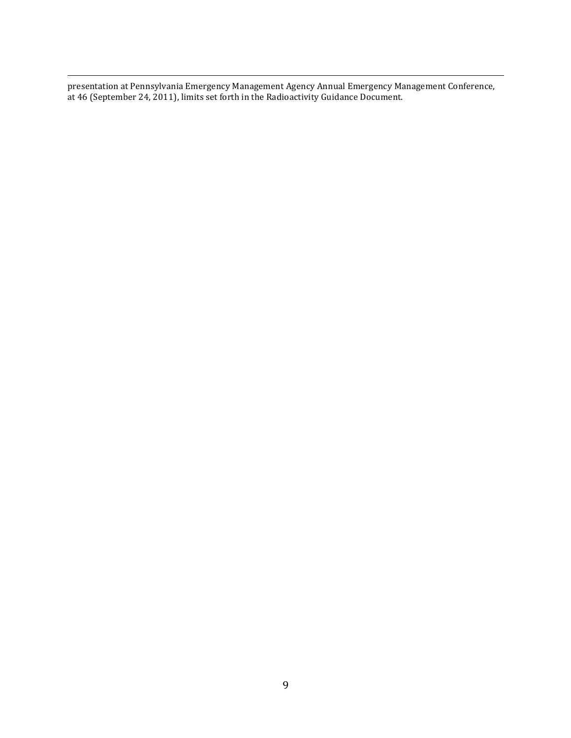presentation at Pennsylvania Emergency Management Agency Annual Emergency Management Conference, at 46 (September 24, 2011), limits set forth in the Radioactivity Guidance Document.